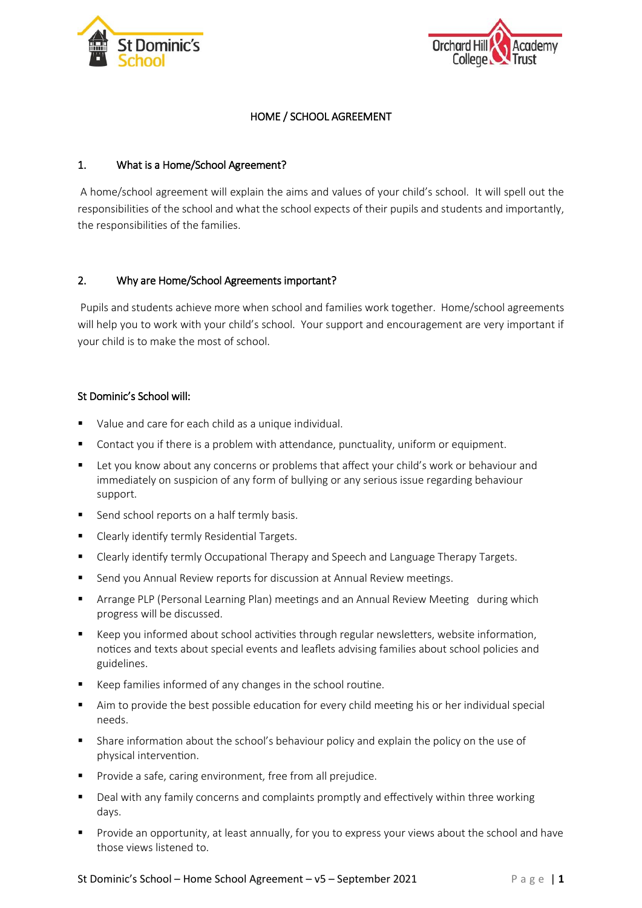# HOME / SCHOOL AGREEMENT

## 1. What is a Home/School Agreement?

A home/school agreement will explain the aims and values of your child's school. It will spell out the responsibilities of the school and what the school expects of their pupils and students and importantly, the responsibilities of the families.

## 2. Why are Home/School Agreements important?

Pupils and students achieve more when school and families work together. Home/school agreements will help you to work with your child's school. Your support and encouragement are very important if your child is to make the most of school.

### St Dominic's School will:

- Value and care for each child as a unique individual.
- Contact you if there is a problem with attendance, punctuality, uniform or equipment.
- Let you know about any concerns or problems that affect your child's work or behaviour and immediately on suspicion of any form of bullying or any serious issue regarding behaviour support.
- Send school reports on a half termly basis.
- Clearly identify termly Residential Targets.
- Clearly identify termly Occupational Therapy and Speech and Language Therapy Targets.
- Send you Annual Review reports for discussion at Annual Review meetings.
- Arrange PLP (Personal Learning Plan) meetings and an Annual Review Meeting during which progress will be discussed.
- Keep you informed about school activities through regular newsletters, website information, notices and texts about special events and leaflets advising families about school policies and guidelines.
- Keep families informed of any changes in the school routine.
- Aim to provide the best possible education for every child meeting his or her individual special needs.
- Share information about the school's behaviour policy and explain the policy on the use of physical intervention.
- Provide a safe, caring environment, free from all prejudice.
- Deal with any family concerns and complaints promptly and effectively within three working days.
- Provide an opportunity, at least annually, for you to express your views about the school and have those views listened to.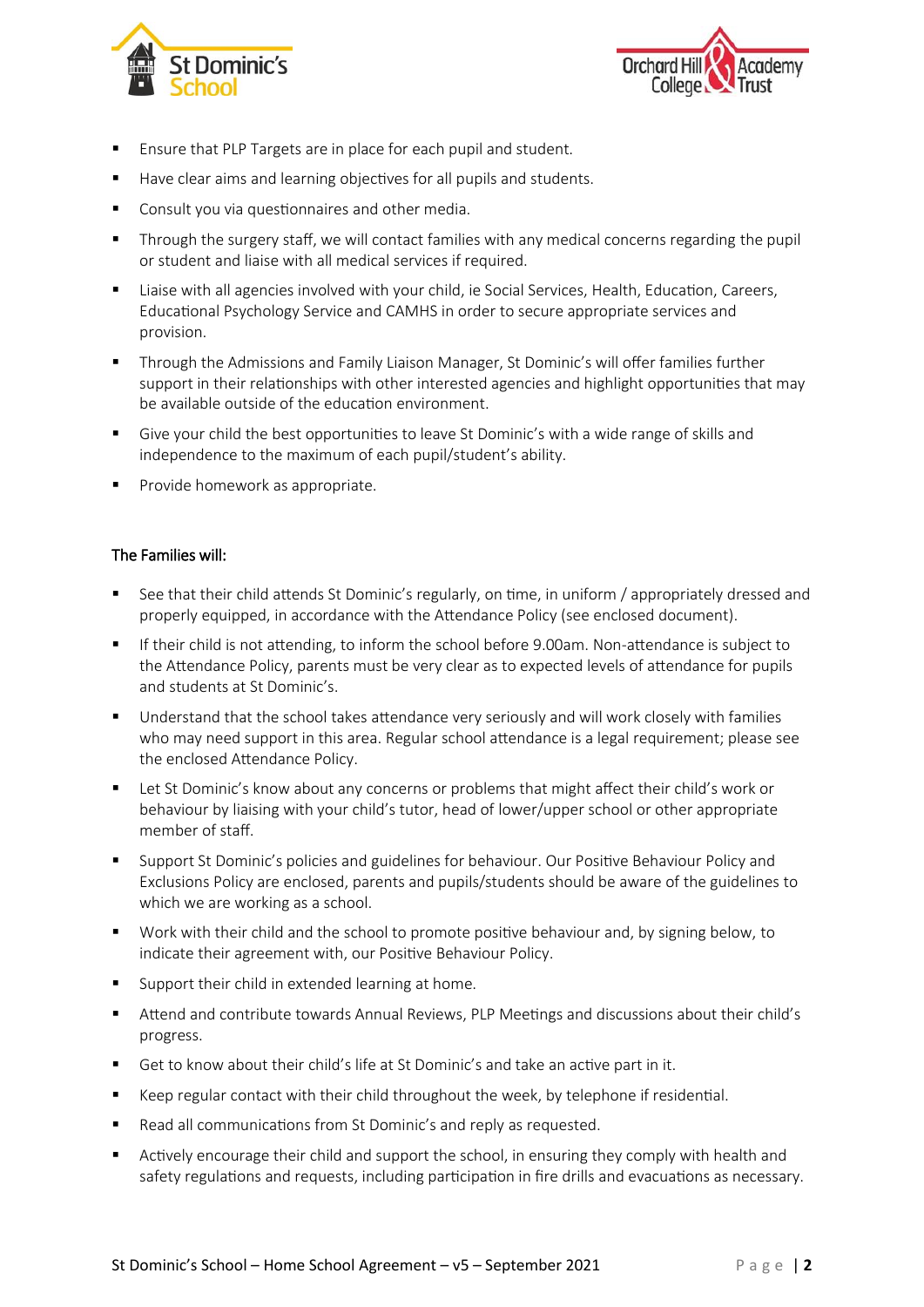- Ensure that PLP Targets are in place for each pupil and student.
- Have clear aims and learning objectives for all pupils and students.
- Consult you via questionnaires and other media.
- Through the surgery staff, we will contact families with any medical concerns regarding the pupil or student and liaise with all medical services if required.
- Liaise with all agencies involved with your child, ie Social Services, Health, Education, Careers, Educational Psychology Service and CAMHS in order to secure appropriate services and provision.
- Through the Admissions and Family Liaison Manager, St Dominic's will offer families further support in their relationships with other interested agencies and highlight opportunities that may be available outside of the education environment.
- Give your child the best opportunities to leave St Dominic's with a wide range of skills and independence to the maximum of each pupil/student's ability.
- Provide homework as appropriate.

## The Families will:

- See that their child attends St Dominic's regularly, on time, in uniform / appropriately dressed and properly equipped, in accordance with the Attendance Policy (see enclosed document).
- If their child is not attending, to inform the school before 9.00am. Non-attendance is subject to the Attendance Policy, parents must be very clear as to expected levels of attendance for pupils and students at St Dominic's.
- Understand that the school takes attendance very seriously and will work closely with families who may need support in this area. Regular school attendance is a legal requirement; please see the enclosed Attendance Policy.
- Let St Dominic's know about any concerns or problems that might affect their child's work or behaviour by liaising with your child's tutor, head of lower/upper school or other appropriate member of staff.
- Support St Dominic's policies and guidelines for behaviour. Our Positive Behaviour Policy and Exclusions Policy are enclosed, parents and pupils/students should be aware of the guidelines to which we are working as a school.
- Work with their child and the school to promote positive behaviour and, by signing below, to indicate their agreement with, our Positive Behaviour Policy.
- Support their child in extended learning at home.
- Attend and contribute towards Annual Reviews, PLP Meetings and discussions about their child's progress.
- Get to know about their child's life at St Dominic's and take an active part in it.
- Keep regular contact with their child throughout the week, by telephone if residential.
- Read all communications from St Dominic's and reply as requested.
- Actively encourage their child and support the school, in ensuring they comply with health and safety regulations and requests, including participation in fire drills and evacuations as necessary.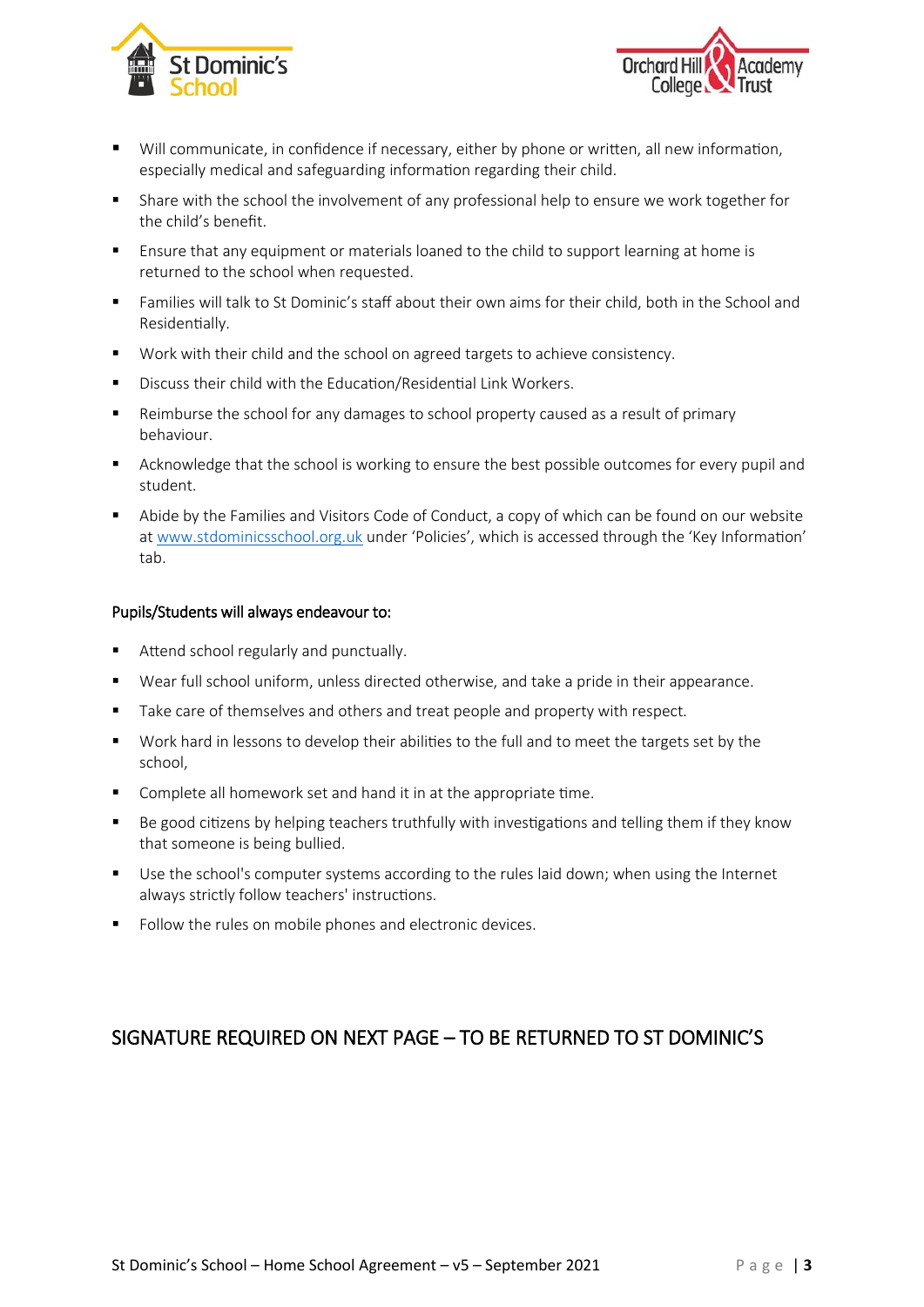- Will communicate, in confidence if necessary, either by phone or written, all new information, especially medical and safeguarding information regarding their child.
- Share with the school the involvement of any professional help to ensure we work together for the child's benefit.
- Ensure that any equipment or materials loaned to the child to support learning at home is returned to the school when requested.
- Families will talk to St Dominic's staff about their own aims for their child, both in the School and Residentially.
- Work with their child and the school on agreed targets to achieve consistency.
- Discuss their child with the Education/Residential Link Workers.
- Reimburse the school for any damages to school property caused as a result of primary behaviour.
- Acknowledge that the school is working to ensure the best possible outcomes for every pupil and student.
- Abide by the Families and Visitors Code of Conduct, a copy of which can be found on our website at [www.stdominicsschool.org.uk](http://www.stdominicsschool.org.uk) under 'Policies', which is accessed through the 'Key Information' tab.

Pupils/Students will always endeavour to:

- Attend school regularly and punctually.
- Wear full school uniform, unless directed otherwise, and take a pride in their appearance.
- Take care of themselves and others and treat people and property with respect.
- Work hard in lessons to develop their abilities to the full and to meet the targets set by the school,
- Complete all homework set and hand it in at the appropriate time.
- Be good citizens by helping teachers truthfully with investigations and telling them if they know that someone is being bullied.
- Use the school's computer systems according to the rules laid down; when using the Internet always strictly follow teachers' instructions.
- Follow the rules on mobile phones and electronic devices.

## SIGNATURE REQUIRED ON NEXT PAGE – TO BE RETURNED TO ST DOMINIC'S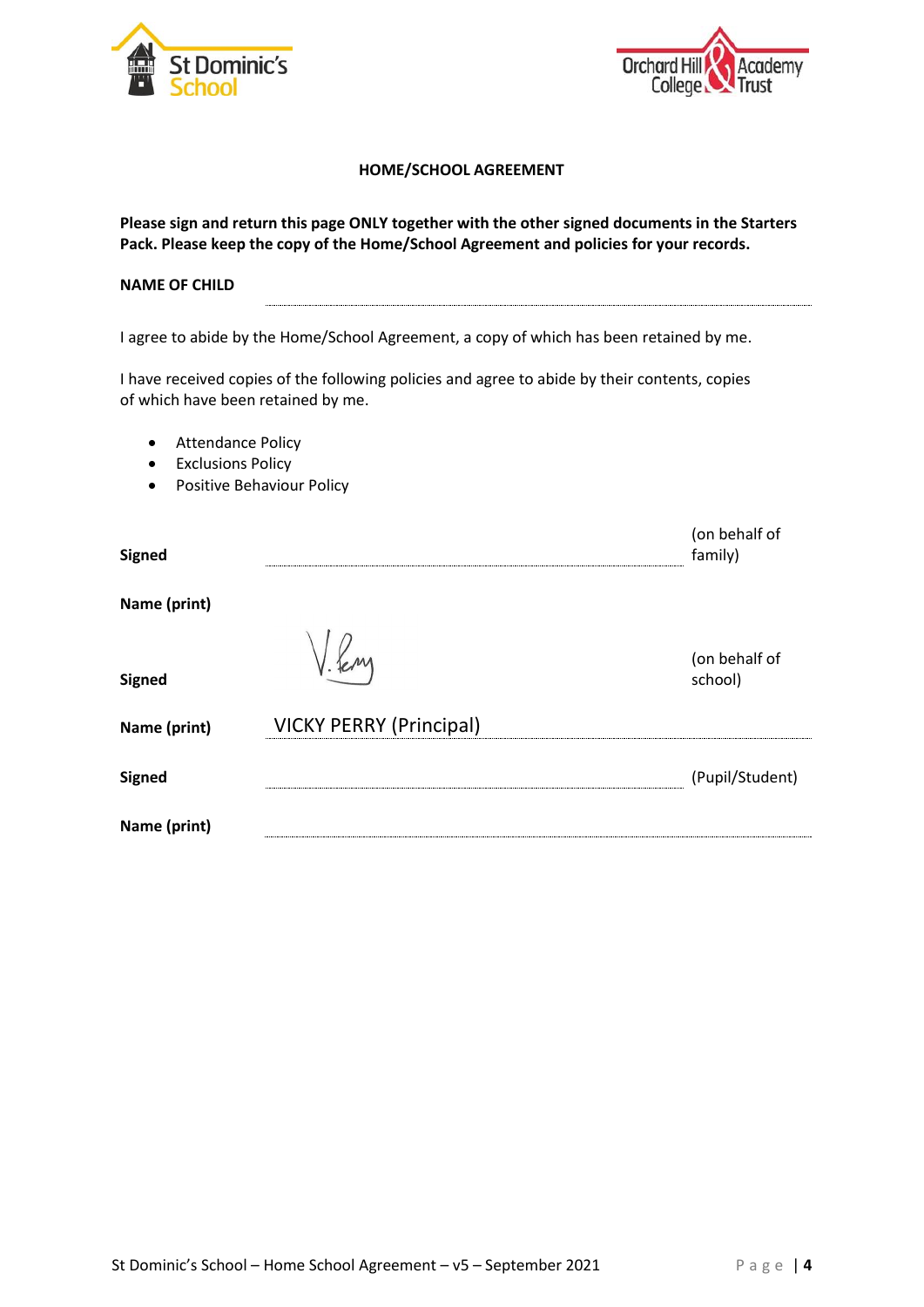## HOME/SCHOOL AGREEMENT

**Please sign and return this page ONLY together with the other signed documents in the Starters Pack. Please keep the copy of the Home/School Agreement and policies for your records.**

**NAME OF CHILD** ..............................................................................................................

I agree to abide by the Home/School Agreement, a copy of which has been retained by me.

I have received copies of the following policies and agree to abide by their contents, copies of which have been retained by me.

- Attendance Policy
- Exclusions Policy
- Positive Behaviour Policy

**Signed** .............................................................................................. (on behalf of family)

**Name (print)**

**Signed** V. Perry (on behalf of school)

**Name (print)** VICKY PERRY (Principal)

**Signed** .............................................................................................. (Pupil/Student)

**Name (print)** ..............................................................................................................